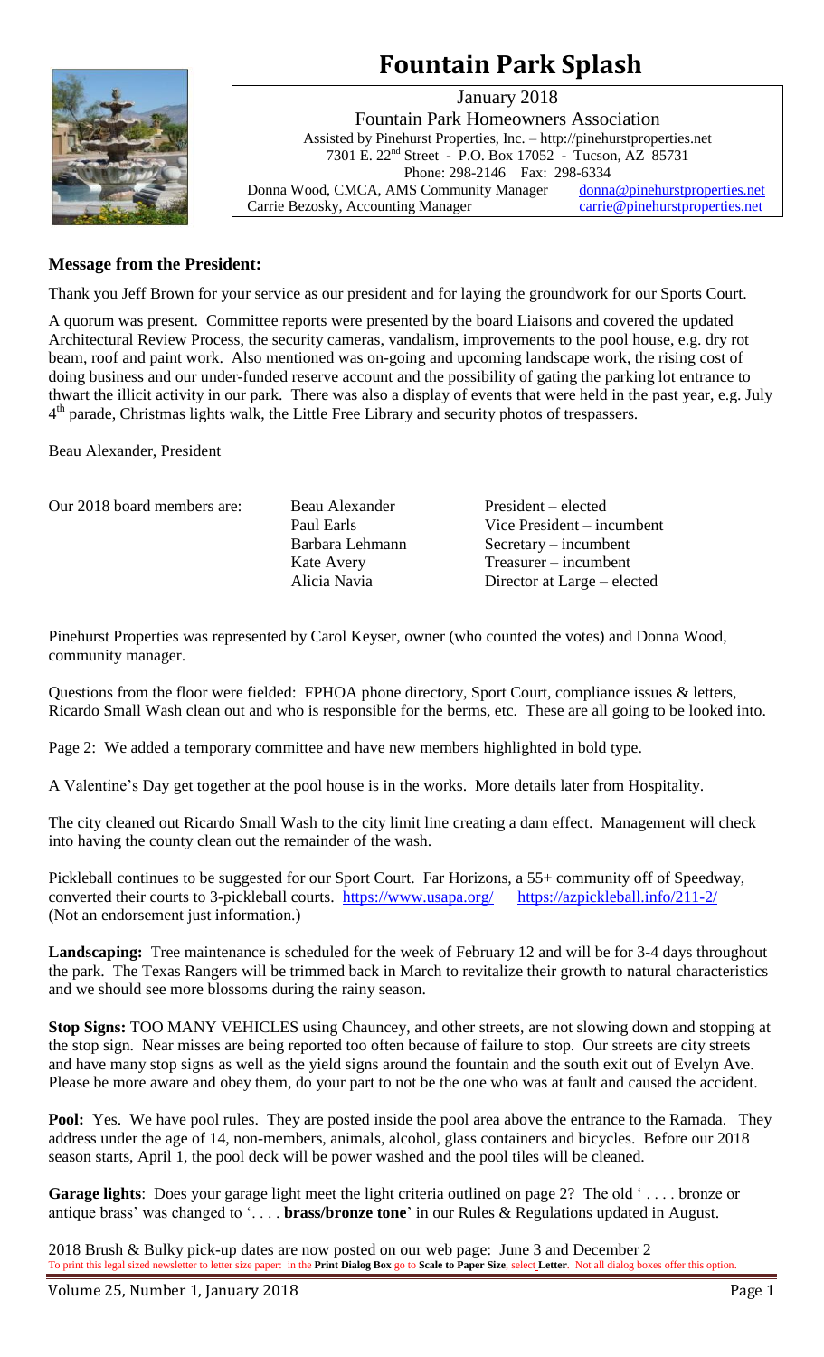# Fountain Park Splash

January 2018
Fountain Park Homeowners Association
Assisted by Pinehurst Properties, Inc. – http://pinehurstproperties.net
7301 E. 22nd Street - P.O. Box 17052 - Tucson, AZ 85731
Phone: 298-2146 Fax: 298-6334
Donna Wood, CMCA, AMS Community Manager donna@pinehurstproperties.net
Carrie Bezosky, Accounting Manager carrie@pinehurstproperties.net

**Message from the President:**

Thank you Jeff Brown for your service as our president and for laying the groundwork for our Sports Court.

A quorum was present. Committee reports were presented by the board Liaisons and covered the updated Architectural Review Process, the security cameras, vandalism, improvements to the pool house, e.g. dry rot beam, roof and paint work. Also mentioned was on-going and upcoming landscape work, the rising cost of doing business and our under-funded reserve account and the possibility of gating the parking lot entrance to thwart the illicit activity in our park. There was also a display of events that were held in the past year, e.g. July 4th parade, Christmas lights walk, the Little Free Library and security photos of trespassers.

Beau Alexander, President

Our 2018 board members are:

| | |
|---|---|
| Beau Alexander | President – elected |
| Paul Earls | Vice President – incumbent |
| Barbara Lehmann | Secretary – incumbent |
| Kate Avery | Treasurer – incumbent |
| Alicia Navia | Director at Large – elected |

Pinehurst Properties was represented by Carol Keyser, owner (who counted the votes) and Donna Wood, community manager.

Questions from the floor were fielded: FPHOA phone directory, Sport Court, compliance issues & letters, Ricardo Small Wash clean out and who is responsible for the berms, etc. These are all going to be looked into.

Page 2: We added a temporary committee and have new members highlighted in bold type.

A Valentine's Day get together at the pool house is in the works. More details later from Hospitality.

The city cleaned out Ricardo Small Wash to the city limit line creating a dam effect. Management will check into having the county clean out the remainder of the wash.

Pickleball continues to be suggested for our Sport Court. Far Horizons, a 55+ community off of Speedway, converted their courts to 3-pickleball courts. https://www.usapa.org/ https://azpickleball.info/211-2/ (Not an endorsement just information.)

**Landscaping:** Tree maintenance is scheduled for the week of February 12 and will be for 3-4 days throughout the park. The Texas Rangers will be trimmed back in March to revitalize their growth to natural characteristics and we should see more blossoms during the rainy season.

**Stop Signs:** TOO MANY VEHICLES using Chauncey, and other streets, are not slowing down and stopping at the stop sign. Near misses are being reported too often because of failure to stop. Our streets are city streets and have many stop signs as well as the yield signs around the fountain and the south exit out of Evelyn Ave. Please be more aware and obey them, do your part to not be the one who was at fault and caused the accident.

**Pool:** Yes. We have pool rules. They are posted inside the pool area above the entrance to the Ramada. They address under the age of 14, non-members, animals, alcohol, glass containers and bicycles. Before our 2018 season starts, April 1, the pool deck will be power washed and the pool tiles will be cleaned.

**Garage lights**: Does your garage light meet the light criteria outlined on page 2? The old ' . . . . bronze or antique brass' was changed to '. . . . **brass/bronze tone**' in our Rules & Regulations updated in August.

2018 Brush & Bulky pick-up dates are now posted on our web page: June 3 and December 2

To print this legal sized newsletter to letter size paper: in the **Print Dialog Box** go to **Scale to Paper Size**, select **Letter**. Not all dialog boxes offer this option.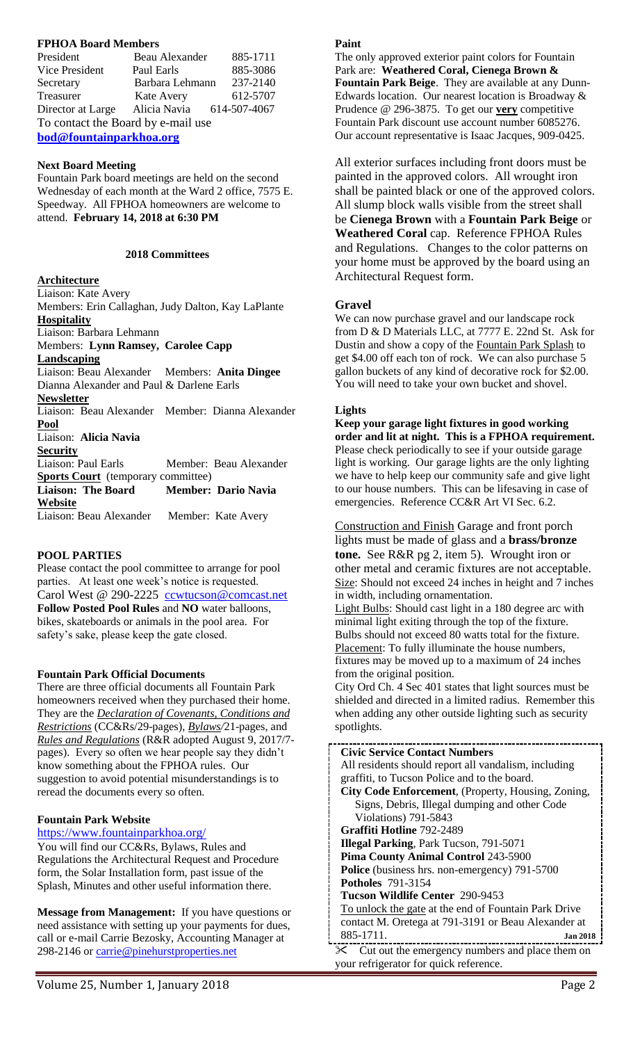## FPHOA Board Members

| | | |
|---|---|---|
| President | Beau Alexander | 885-1711 |
| Vice President | Paul Earls | 885-3086 |
| Secretary | Barbara Lehmann | 237-2140 |
| Treasurer | Kate Avery | 612-5707 |
| Director at Large | Alicia Navia | 614-507-4067 |

To contact the Board by e-mail use
**bod@fountainparkhoa.org**

## Next Board Meeting

Fountain Park board meetings are held on the second Wednesday of each month at the Ward 2 office, 7575 E. Speedway. All FPHOA homeowners are welcome to attend. **February 14, 2018 at 6:30 PM**

## 2018 Committees

**Architecture**
Liaison: Kate Avery
Members: Erin Callaghan, Judy Dalton, Kay LaPlante

**Hospitality**
Liaison: Barbara Lehmann
Members: **Lynn Ramsey, Carolee Capp**

**Landscaping**
Liaison: Beau Alexander Members: **Anita Dingee**
Dianna Alexander and Paul & Darlene Earls

**Newsletter**
Liaison: Beau Alexander Member: Dianna Alexander

**Pool**
Liaison: **Alicia Navia**

**Security**
Liaison: Paul Earls Member: Beau Alexander

**Sports Court** (temporary committee)
**Liaison: The Board Member: Dario Navia**

**Website**
Liaison: Beau Alexander Member: Kate Avery

## POOL PARTIES

Please contact the pool committee to arrange for pool parties. At least one week's notice is requested. Carol West @ 290-2225 ccwtucson@comcast.net
**Follow Posted Pool Rules** and **NO** water balloons, bikes, skateboards or animals in the pool area. For safety's sake, please keep the gate closed.

## Fountain Park Official Documents

There are three official documents all Fountain Park homeowners received when they purchased their home. They are the ***Declaration of Covenants, Conditions and Restrictions*** (CC&Rs/29-pages), ***Bylaws***/21-pages, and ***Rules and Regulations*** (R&R adopted August 9, 2017/7-pages). Every so often we hear people say they didn't know something about the FPHOA rules. Our suggestion to avoid potential misunderstandings is to reread the documents every so often.

## Fountain Park Website

https://www.fountainparkhoa.org/

You will find our CC&Rs, Bylaws, Rules and Regulations the Architectural Request and Procedure form, the Solar Installation form, past issue of the Splash, Minutes and other useful information there.

**Message from Management:** If you have questions or need assistance with setting up your payments for dues, call or e-mail Carrie Bezosky, Accounting Manager at 298-2146 or carrie@pinehurstproperties.net

## Paint

The only approved exterior paint colors for Fountain Park are: **Weathered Coral, Cienega Brown & Fountain Park Beige**. They are available at any Dunn-Edwards location. Our nearest location is Broadway & Prudence @ 296-3875. To get our **very** competitive Fountain Park discount use account number 6085276. Our account representative is Isaac Jacques, 909-0425.

All exterior surfaces including front doors must be painted in the approved colors. All wrought iron shall be painted black or one of the approved colors. All slump block walls visible from the street shall be **Cienega Brown** with a **Fountain Park Beige** or **Weathered Coral** cap. Reference FPHOA Rules and Regulations. Changes to the color patterns on your home must be approved by the board using an Architectural Request form.

## Gravel

We can now purchase gravel and our landscape rock from D & D Materials LLC, at 7777 E. 22nd St. Ask for Dustin and show a copy of the Fountain Park Splash to get $4.00 off each ton of rock. We can also purchase 5 gallon buckets of any kind of decorative rock for $2.00. You will need to take your own bucket and shovel.

## Lights

**Keep your garage light fixtures in good working order and lit at night. This is a FPHOA requirement.** Please check periodically to see if your outside garage light is working. Our garage lights are the only lighting we have to help keep our community safe and give light to our house numbers. This can be lifesaving in case of emergencies. Reference CC&R Art VI Sec. 6.2.

Construction and Finish Garage and front porch lights must be made of glass and a **brass/bronze tone.** See R&R pg 2, item 5). Wrought iron or other metal and ceramic fixtures are not acceptable.
Size: Should not exceed 24 inches in height and 7 inches in width, including ornamentation.
Light Bulbs: Should cast light in a 180 degree arc with minimal light exiting through the top of the fixture. Bulbs should not exceed 80 watts total for the fixture.
Placement: To fully illuminate the house numbers, fixtures may be moved up to a maximum of 24 inches from the original position.
City Ord Ch. 4 Sec 401 states that light sources must be shielded and directed in a limited radius. Remember this when adding any other outside lighting such as security spotlights.

**Civic Service Contact Numbers**
All residents should report all vandalism, including graffiti, to Tucson Police and to the board.
**City Code Enforcement**, (Property, Housing, Zoning, Signs, Debris, Illegal dumping and other Code Violations) 791-5843
**Graffiti Hotline** 792-2489
**Illegal Parking**, Park Tucson, 791-5071
**Pima County Animal Control** 243-5900
**Police** (business hrs. non-emergency) 791-5700
**Potholes** 791-3154
**Tucson Wildlife Center** 290-9453
To unlock the gate at the end of Fountain Park Drive contact M. Oretega at 791-3191 or Beau Alexander at 885-1711. **Jan 2018**

✂ Cut out the emergency numbers and place them on your refrigerator for quick reference.